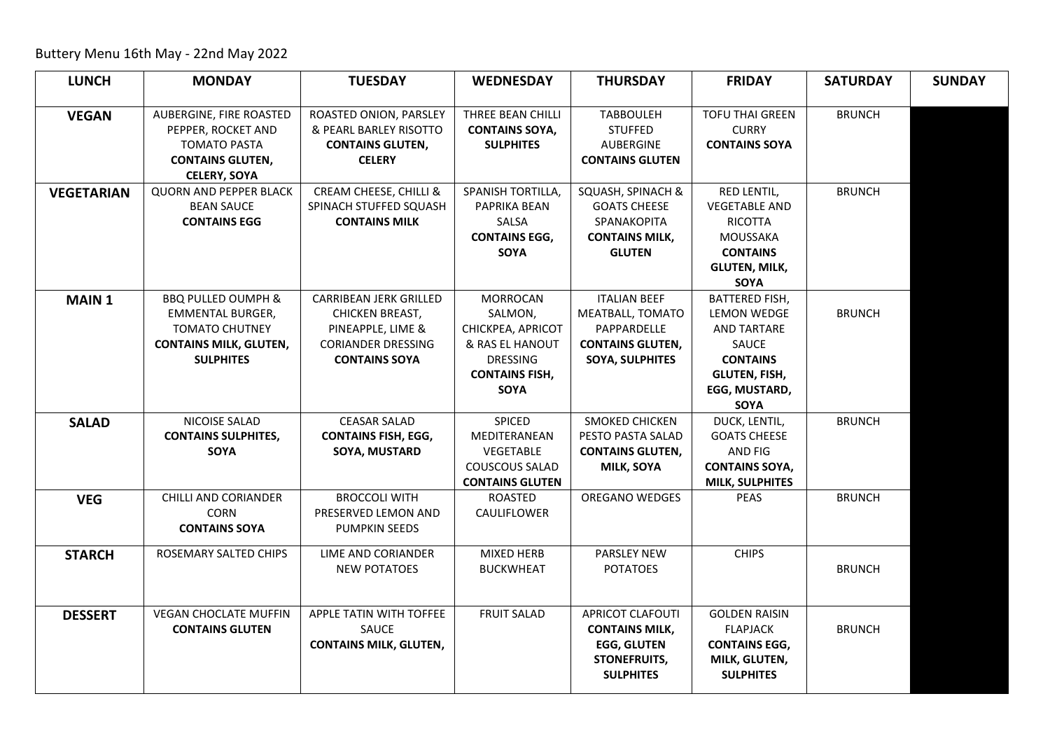Buttery Menu 16th May - 22nd May 2022

| LUNCH | MONDAY | TUESDAY | WEDNESDAY | THURSDAY | FRIDAY | SATURDAY | SUNDAY |
|---|---|---|---|---|---|---|---|
| **VEGAN** | AUBERGINE, FIRE ROASTED PEPPER, ROCKET AND TOMATO PASTA **CONTAINS GLUTEN, CELERY, SOYA** | ROASTED ONION, PARSLEY & PEARL BARLEY RISOTTO **CONTAINS GLUTEN, CELERY** | THREE BEAN CHILLI **CONTAINS SOYA, SULPHITES** | TABBOULEH STUFFED AUBERGINE **CONTAINS GLUTEN** | TOFU THAI GREEN CURRY **CONTAINS SOYA** | BRUNCH | |
| **VEGETARIAN** | QUORN AND PEPPER BLACK BEAN SAUCE **CONTAINS EGG** | CREAM CHEESE, CHILLI & SPINACH STUFFED SQUASH **CONTAINS MILK** | SPANISH TORTILLA, PAPRIKA BEAN SALSA **CONTAINS EGG, SOYA** | SQUASH, SPINACH & GOATS CHEESE SPANAKOPITA **CONTAINS MILK, GLUTEN** | RED LENTIL, VEGETABLE AND RICOTTA MOUSSAKA **CONTAINS GLUTEN, MILK, SOYA** | BRUNCH | |
| **MAIN 1** | BBQ PULLED OUMPH & EMMENTAL BURGER, TOMATO CHUTNEY **CONTAINS MILK, GLUTEN, SULPHITES** | CARRIBEAN JERK GRILLED CHICKEN BREAST, PINEAPPLE, LIME & CORIANDER DRESSING **CONTAINS SOYA** | MORROCAN SALMON, CHICKPEA, APRICOT & RAS EL HANOUT DRESSING **CONTAINS FISH, SOYA** | ITALIAN BEEF MEATBALL, TOMATO PAPPARDELLE **CONTAINS GLUTEN, SOYA, SULPHITES** | BATTERED FISH, LEMON WEDGE AND TARTARE SAUCE **CONTAINS GLUTEN, FISH, EGG, MUSTARD, SOYA** | BRUNCH | |
| **SALAD** | NICOISE SALAD **CONTAINS SULPHITES, SOYA** | CEASAR SALAD **CONTAINS FISH, EGG, SOYA, MUSTARD** | SPICED MEDITERANEAN VEGETABLE COUSCOUS SALAD **CONTAINS GLUTEN** | SMOKED CHICKEN PESTO PASTA SALAD **CONTAINS GLUTEN, MILK, SOYA** | DUCK, LENTIL, GOATS CHEESE AND FIG **CONTAINS SOYA, MILK, SULPHITES** | BRUNCH | |
| **VEG** | CHILLI AND CORIANDER CORN **CONTAINS SOYA** | BROCCOLI WITH PRESERVED LEMON AND PUMPKIN SEEDS | ROASTED CAULIFLOWER | OREGANO WEDGES | PEAS | BRUNCH | |
| **STARCH** | ROSEMARY SALTED CHIPS | LIME AND CORIANDER NEW POTATOES | MIXED HERB BUCKWHEAT | PARSLEY NEW POTATOES | CHIPS | BRUNCH | |
| **DESSERT** | VEGAN CHOCLATE MUFFIN **CONTAINS GLUTEN** | APPLE TATIN WITH TOFFEE SAUCE **CONTAINS MILK, GLUTEN,** | FRUIT SALAD | APRICOT CLAFOUTI **CONTAINS MILK, EGG, GLUTEN STONEFRUITS, SULPHITES** | GOLDEN RAISIN FLAPJACK **CONTAINS EGG, MILK, GLUTEN, SULPHITES** | BRUNCH | |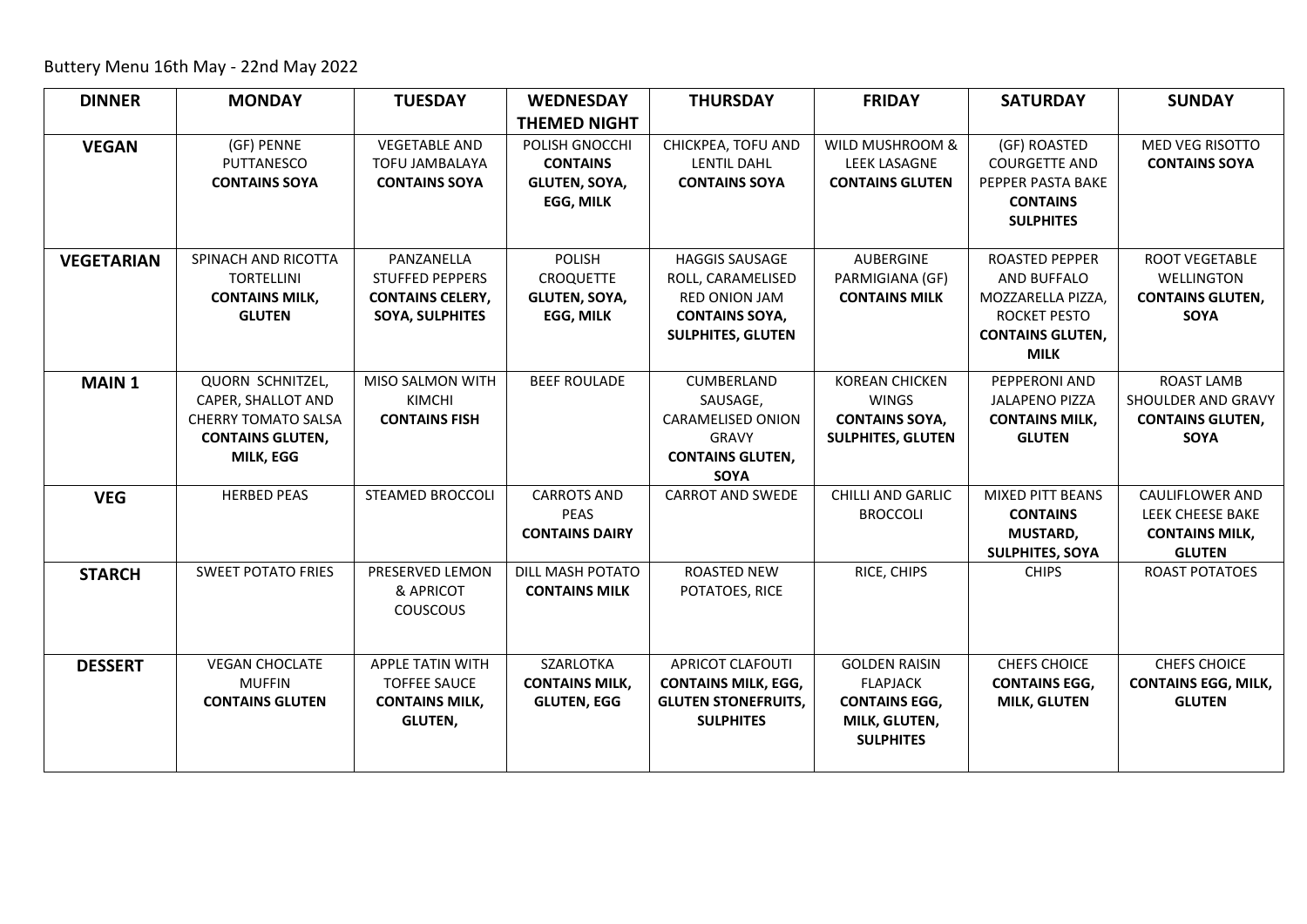Buttery Menu 16th May - 22nd May 2022

| DINNER | MONDAY | TUESDAY | WEDNESDAY THEMED NIGHT | THURSDAY | FRIDAY | SATURDAY | SUNDAY |
|---|---|---|---|---|---|---|---|
| **VEGAN** | (GF) PENNE PUTTANESCO **CONTAINS SOYA** | VEGETABLE AND TOFU JAMBALAYA **CONTAINS SOYA** | POLISH GNOCCHI **CONTAINS GLUTEN, SOYA, EGG, MILK** | CHICKPEA, TOFU AND LENTIL DAHL **CONTAINS SOYA** | WILD MUSHROOM & LEEK LASAGNE **CONTAINS GLUTEN** | (GF) ROASTED COURGETTE AND PEPPER PASTA BAKE **CONTAINS SULPHITES** | MED VEG RISOTTO **CONTAINS SOYA** |
| **VEGETARIAN** | SPINACH AND RICOTTA TORTELLINI **CONTAINS MILK, GLUTEN** | PANZANELLA STUFFED PEPPERS **CONTAINS CELERY, SOYA, SULPHITES** | POLISH CROQUETTE **GLUTEN, SOYA, EGG, MILK** | HAGGIS SAUSAGE ROLL, CARAMELISED RED ONION JAM **CONTAINS SOYA, SULPHITES, GLUTEN** | AUBERGINE PARMIGIANA (GF) **CONTAINS MILK** | ROASTED PEPPER AND BUFFALO MOZZARELLA PIZZA, ROCKET PESTO **CONTAINS GLUTEN, MILK** | ROOT VEGETABLE WELLINGTON **CONTAINS GLUTEN, SOYA** |
| **MAIN 1** | QUORN SCHNITZEL, CAPER, SHALLOT AND CHERRY TOMATO SALSA **CONTAINS GLUTEN, MILK, EGG** | MISO SALMON WITH KIMCHI **CONTAINS FISH** | BEEF ROULADE | CUMBERLAND SAUSAGE, CARAMELISED ONION GRAVY **CONTAINS GLUTEN, SOYA** | KOREAN CHICKEN WINGS **CONTAINS SOYA, SULPHITES, GLUTEN** | PEPPERONI AND JALAPENO PIZZA **CONTAINS MILK, GLUTEN** | ROAST LAMB SHOULDER AND GRAVY **CONTAINS GLUTEN, SOYA** |
| **VEG** | HERBED PEAS | STEAMED BROCCOLI | CARROTS AND PEAS **CONTAINS DAIRY** | CARROT AND SWEDE | CHILLI AND GARLIC BROCCOLI | MIXED PITT BEANS **CONTAINS MUSTARD, SULPHITES, SOYA** | CAULIFLOWER AND LEEK CHEESE BAKE **CONTAINS MILK, GLUTEN** |
| **STARCH** | SWEET POTATO FRIES | PRESERVED LEMON & APRICOT COUSCOUS | DILL MASH POTATO **CONTAINS MILK** | ROASTED NEW POTATOES, RICE | RICE, CHIPS | CHIPS | ROAST POTATOES |
| **DESSERT** | VEGAN CHOCLATE MUFFIN **CONTAINS GLUTEN** | APPLE TATIN WITH TOFFEE SAUCE **CONTAINS MILK, GLUTEN,** | SZARLOTKA **CONTAINS MILK, GLUTEN, EGG** | APRICOT CLAFOUTI **CONTAINS MILK, EGG, GLUTEN STONEFRUITS, SULPHITES** | GOLDEN RAISIN FLAPJACK **CONTAINS EGG, MILK, GLUTEN, SULPHITES** | CHEFS CHOICE **CONTAINS EGG, MILK, GLUTEN** | CHEFS CHOICE **CONTAINS EGG, MILK, GLUTEN** |